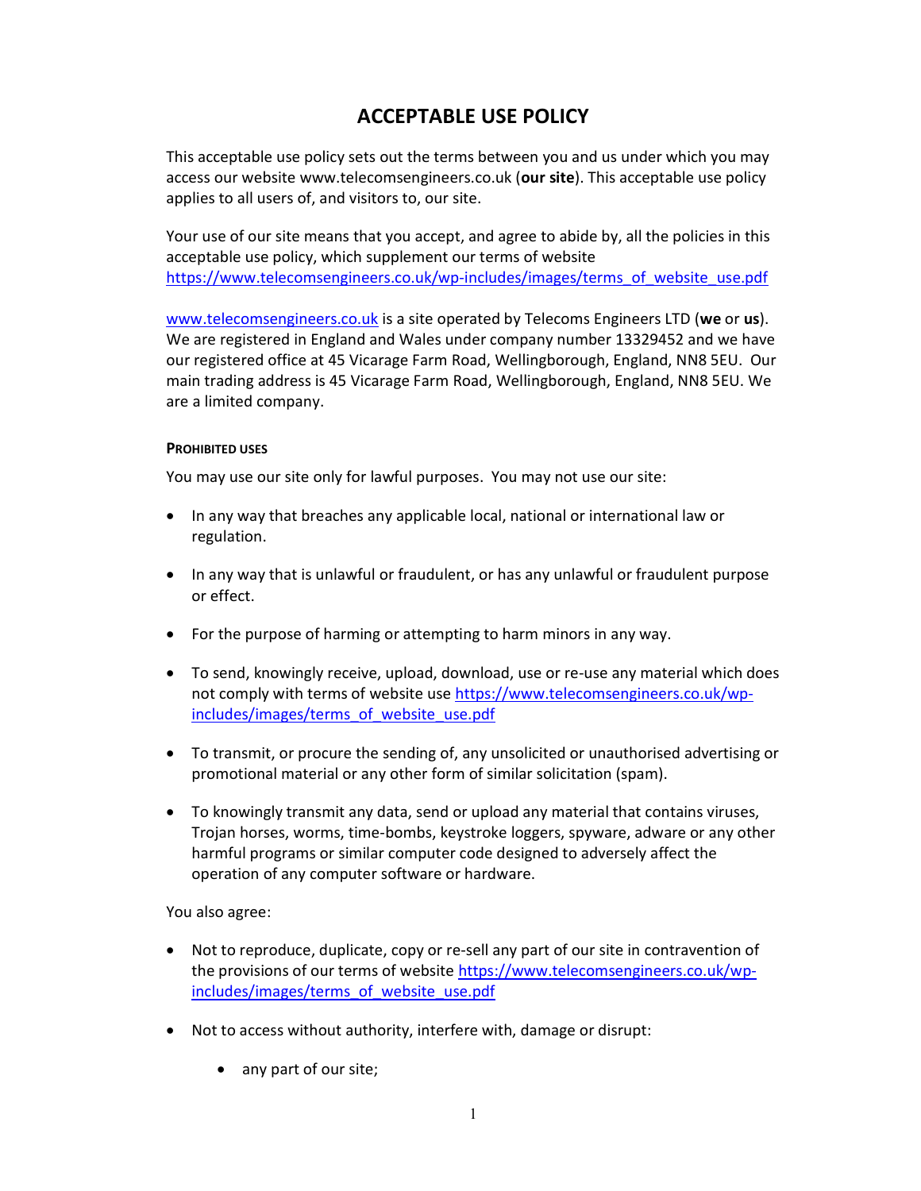# ACCEPTABLE USE POLICY

This acceptable use policy sets out the terms between you and us under which you may access our website www.telecomsengineers.co.uk (**our site**). This acceptable use policy applies to all users of, and visitors to, our site.

Your use of our site means that you accept, and agree to abide by, all the policies in this acceptable use policy, which supplement our terms of website https://www.telecomsengineers.co.uk/wp-includes/images/terms_of_website_use.pdf

www.telecomsengineers.co.uk is a site operated by Telecoms Engineers LTD (**we** or **us**). We are registered in England and Wales under company number 13329452 and we have our registered office at 45 Vicarage Farm Road, Wellingborough, England, NN8 5EU. Our main trading address is 45 Vicarage Farm Road, Wellingborough, England, NN8 5EU. We are a limited company.

#### PROHIBITED USES

You may use our site only for lawful purposes. You may not use our site:

- In any way that breaches any applicable local, national or international law or regulation.
- In any way that is unlawful or fraudulent, or has any unlawful or fraudulent purpose or effect.
- For the purpose of harming or attempting to harm minors in any way.
- To send, knowingly receive, upload, download, use or re-use any material which does not comply with terms of website use https://www.telecomsengineers.co.uk/wp-includes/images/terms_of_website_use.pdf
- To transmit, or procure the sending of, any unsolicited or unauthorised advertising or promotional material or any other form of similar solicitation (spam).
- To knowingly transmit any data, send or upload any material that contains viruses, Trojan horses, worms, time-bombs, keystroke loggers, spyware, adware or any other harmful programs or similar computer code designed to adversely affect the operation of any computer software or hardware.

You also agree:

- Not to reproduce, duplicate, copy or re-sell any part of our site in contravention of the provisions of our terms of website https://www.telecomsengineers.co.uk/wp-includes/images/terms_of_website_use.pdf
- Not to access without authority, interfere with, damage or disrupt:
  - any part of our site;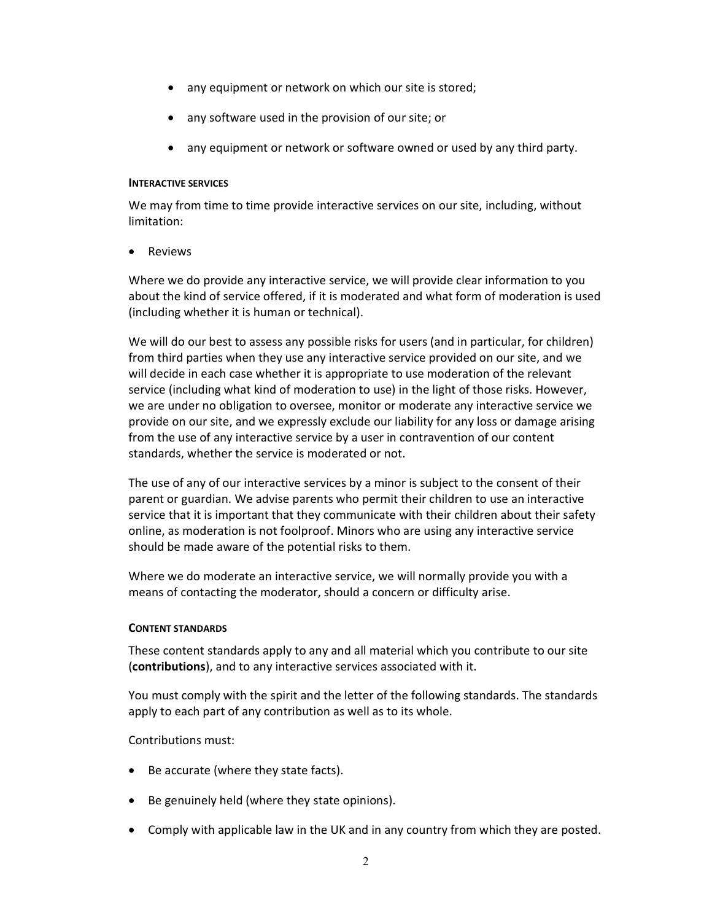- any equipment or network on which our site is stored;
- any software used in the provision of our site; or
- any equipment or network or software owned or used by any third party.

**INTERACTIVE SERVICES**

We may from time to time provide interactive services on our site, including, without limitation:

- Reviews

Where we do provide any interactive service, we will provide clear information to you about the kind of service offered, if it is moderated and what form of moderation is used (including whether it is human or technical).

We will do our best to assess any possible risks for users (and in particular, for children) from third parties when they use any interactive service provided on our site, and we will decide in each case whether it is appropriate to use moderation of the relevant service (including what kind of moderation to use) in the light of those risks. However, we are under no obligation to oversee, monitor or moderate any interactive service we provide on our site, and we expressly exclude our liability for any loss or damage arising from the use of any interactive service by a user in contravention of our content standards, whether the service is moderated or not.

The use of any of our interactive services by a minor is subject to the consent of their parent or guardian. We advise parents who permit their children to use an interactive service that it is important that they communicate with their children about their safety online, as moderation is not foolproof. Minors who are using any interactive service should be made aware of the potential risks to them.

Where we do moderate an interactive service, we will normally provide you with a means of contacting the moderator, should a concern or difficulty arise.

**CONTENT STANDARDS**

These content standards apply to any and all material which you contribute to our site (**contributions**), and to any interactive services associated with it.

You must comply with the spirit and the letter of the following standards. The standards apply to each part of any contribution as well as to its whole.

Contributions must:

- Be accurate (where they state facts).
- Be genuinely held (where they state opinions).
- Comply with applicable law in the UK and in any country from which they are posted.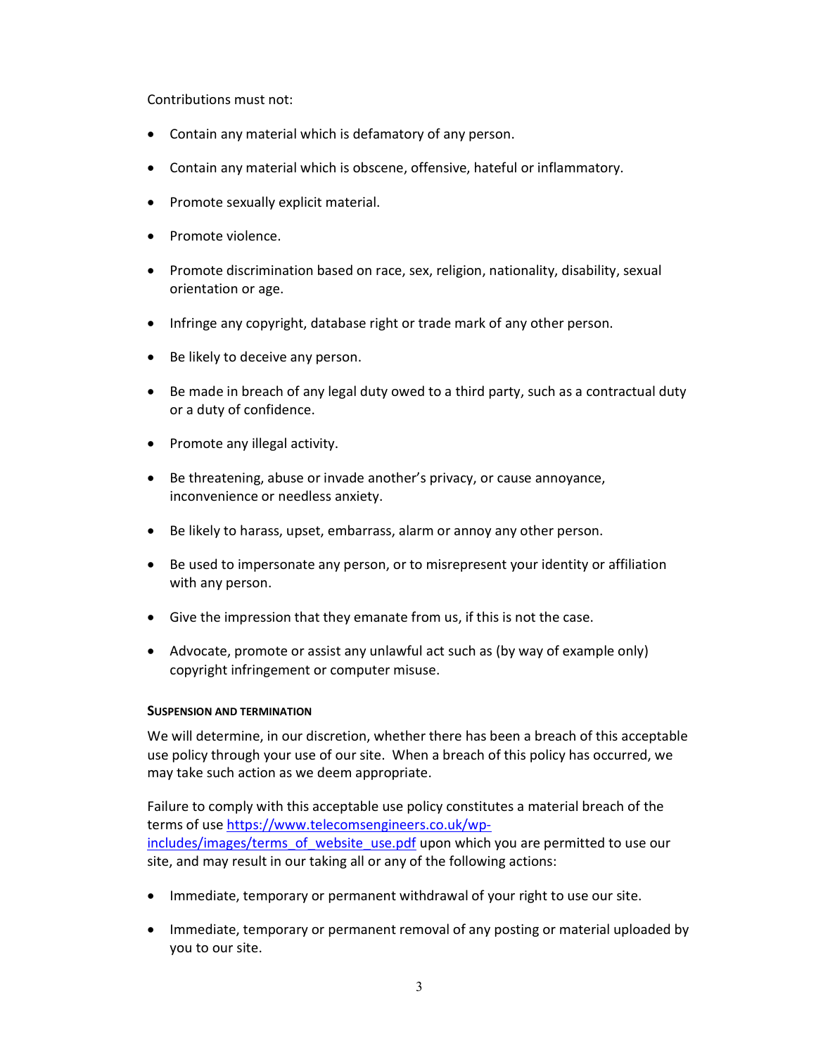Contributions must not:

- Contain any material which is defamatory of any person.
- Contain any material which is obscene, offensive, hateful or inflammatory.
- Promote sexually explicit material.
- Promote violence.
- Promote discrimination based on race, sex, religion, nationality, disability, sexual orientation or age.
- Infringe any copyright, database right or trade mark of any other person.
- Be likely to deceive any person.
- Be made in breach of any legal duty owed to a third party, such as a contractual duty or a duty of confidence.
- Promote any illegal activity.
- Be threatening, abuse or invade another's privacy, or cause annoyance, inconvenience or needless anxiety.
- Be likely to harass, upset, embarrass, alarm or annoy any other person.
- Be used to impersonate any person, or to misrepresent your identity or affiliation with any person.
- Give the impression that they emanate from us, if this is not the case.
- Advocate, promote or assist any unlawful act such as (by way of example only) copyright infringement or computer misuse.

**SUSPENSION AND TERMINATION**

We will determine, in our discretion, whether there has been a breach of this acceptable use policy through your use of our site. When a breach of this policy has occurred, we may take such action as we deem appropriate.

Failure to comply with this acceptable use policy constitutes a material breach of the terms of use [https://www.telecomsengineers.co.uk/wp-includes/images/terms_of_website_use.pdf](https://www.telecomsengineers.co.uk/wp-includes/images/terms_of_website_use.pdf) upon which you are permitted to use our site, and may result in our taking all or any of the following actions:

- Immediate, temporary or permanent withdrawal of your right to use our site.
- Immediate, temporary or permanent removal of any posting or material uploaded by you to our site.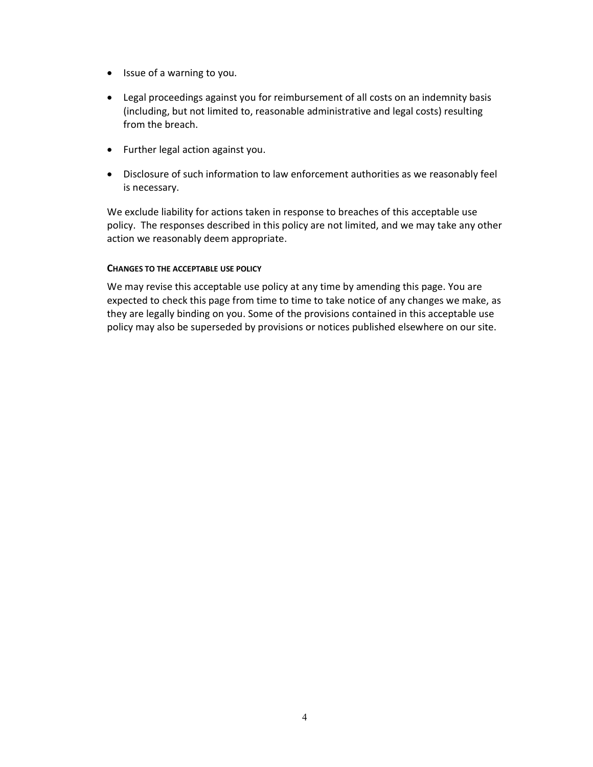- Issue of a warning to you.
- Legal proceedings against you for reimbursement of all costs on an indemnity basis (including, but not limited to, reasonable administrative and legal costs) resulting from the breach.
- Further legal action against you.
- Disclosure of such information to law enforcement authorities as we reasonably feel is necessary.

We exclude liability for actions taken in response to breaches of this acceptable use policy. The responses described in this policy are not limited, and we may take any other action we reasonably deem appropriate.

#### CHANGES TO THE ACCEPTABLE USE POLICY

We may revise this acceptable use policy at any time by amending this page. You are expected to check this page from time to time to take notice of any changes we make, as they are legally binding on you. Some of the provisions contained in this acceptable use policy may also be superseded by provisions or notices published elsewhere on our site.